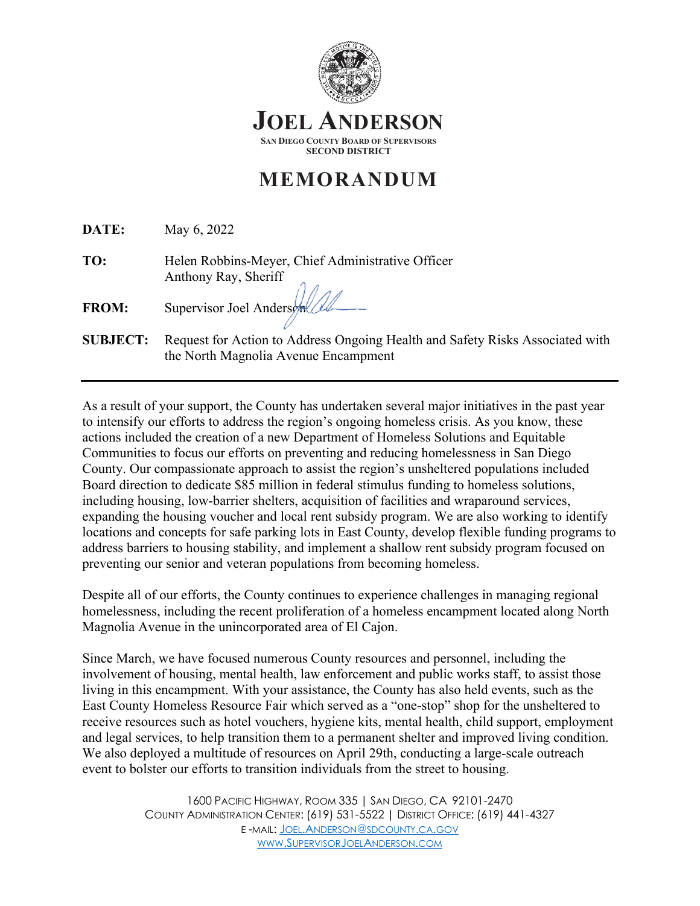# JOEL ANDERSON

**SAN DIEGO COUNTY BOARD OF SUPERVISORS**
**SECOND DISTRICT**

# MEMORANDUM

**DATE:** May 6, 2022

**TO:** Helen Robbins-Meyer, Chief Administrative Officer
Anthony Ray, Sheriff

**FROM:** Supervisor Joel Anderson

**SUBJECT:** Request for Action to Address Ongoing Health and Safety Risks Associated with the North Magnolia Avenue Encampment

---

As a result of your support, the County has undertaken several major initiatives in the past year to intensify our efforts to address the region's ongoing homeless crisis. As you know, these actions included the creation of a new Department of Homeless Solutions and Equitable Communities to focus our efforts on preventing and reducing homelessness in San Diego County. Our compassionate approach to assist the region's unsheltered populations included Board direction to dedicate $85 million in federal stimulus funding to homeless solutions, including housing, low-barrier shelters, acquisition of facilities and wraparound services, expanding the housing voucher and local rent subsidy program. We are also working to identify locations and concepts for safe parking lots in East County, develop flexible funding programs to address barriers to housing stability, and implement a shallow rent subsidy program focused on preventing our senior and veteran populations from becoming homeless.

Despite all of our efforts, the County continues to experience challenges in managing regional homelessness, including the recent proliferation of a homeless encampment located along North Magnolia Avenue in the unincorporated area of El Cajon.

Since March, we have focused numerous County resources and personnel, including the involvement of housing, mental health, law enforcement and public works staff, to assist those living in this encampment. With your assistance, the County has also held events, such as the East County Homeless Resource Fair which served as a "one-stop" shop for the unsheltered to receive resources such as hotel vouchers, hygiene kits, mental health, child support, employment and legal services, to help transition them to a permanent shelter and improved living condition. We also deployed a multitude of resources on April 29th, conducting a large-scale outreach event to bolster our efforts to transition individuals from the street to housing.

1600 PACIFIC HIGHWAY, ROOM 335 | SAN DIEGO, CA 92101-2470
COUNTY ADMINISTRATION CENTER: (619) 531-5522 | DISTRICT OFFICE: (619) 441-4327
E-MAIL: JOEL.ANDERSON@SDCOUNTY.CA.GOV
WWW.SUPERVISORJOELANDERSON.COM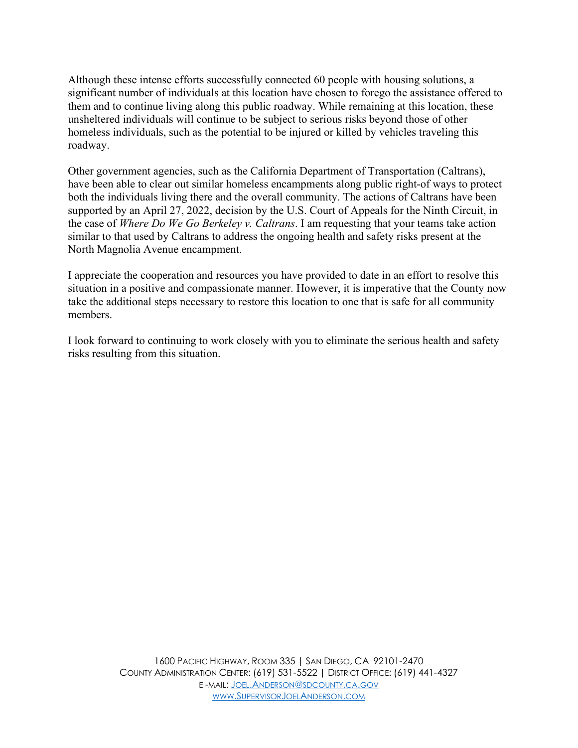Although these intense efforts successfully connected 60 people with housing solutions, a significant number of individuals at this location have chosen to forego the assistance offered to them and to continue living along this public roadway. While remaining at this location, these unsheltered individuals will continue to be subject to serious risks beyond those of other homeless individuals, such as the potential to be injured or killed by vehicles traveling this roadway.

Other government agencies, such as the California Department of Transportation (Caltrans), have been able to clear out similar homeless encampments along public right-of ways to protect both the individuals living there and the overall community. The actions of Caltrans have been supported by an April 27, 2022, decision by the U.S. Court of Appeals for the Ninth Circuit, in the case of *Where Do We Go Berkeley v. Caltrans*. I am requesting that your teams take action similar to that used by Caltrans to address the ongoing health and safety risks present at the North Magnolia Avenue encampment.

I appreciate the cooperation and resources you have provided to date in an effort to resolve this situation in a positive and compassionate manner. However, it is imperative that the County now take the additional steps necessary to restore this location to one that is safe for all community members.

I look forward to continuing to work closely with you to eliminate the serious health and safety risks resulting from this situation.

1600 Pacific Highway, Room 335 | San Diego, CA 92101-2470
County Administration Center: (619) 531-5522 | District Office: (619) 441-4327
E-mail: Joel.Anderson@sdcounty.ca.gov
www.SupervisorJoelAnderson.com